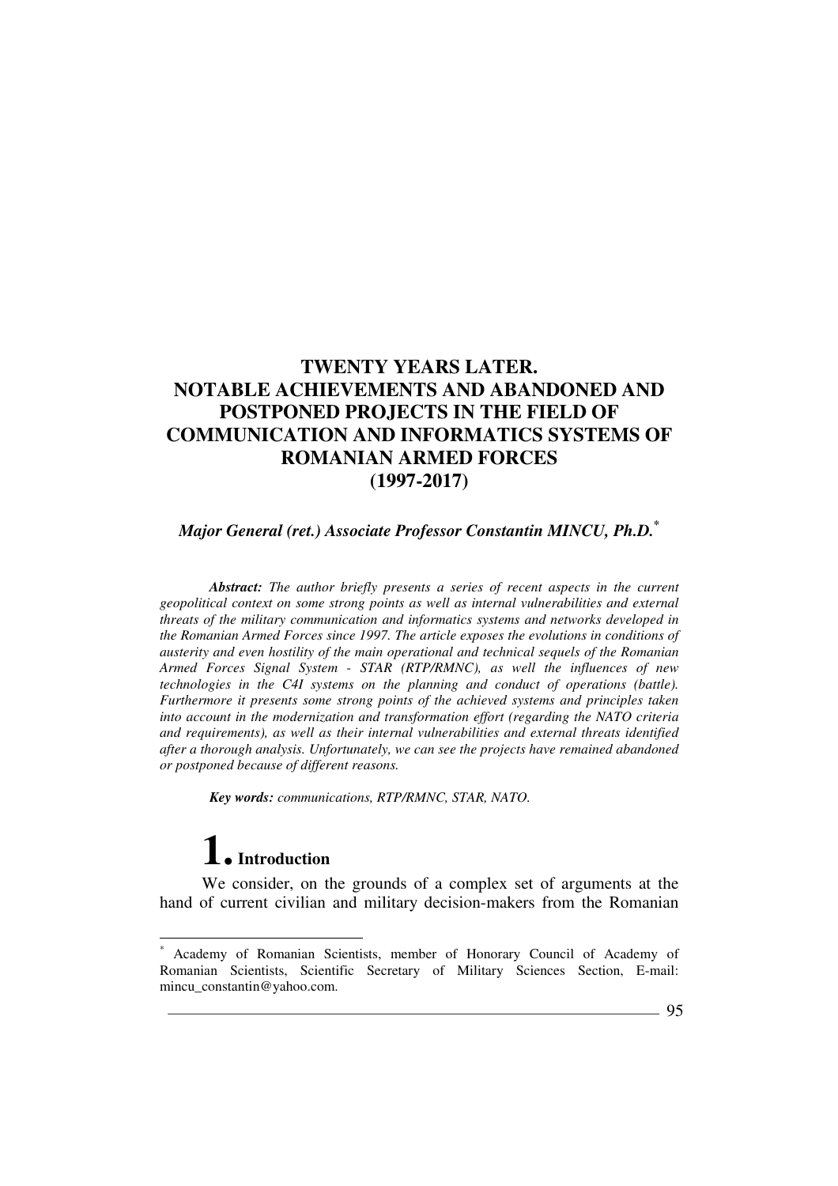# TWENTY YEARS LATER. NOTABLE ACHIEVEMENTS AND ABANDONED AND POSTPONED PROJECTS IN THE FIELD OF COMMUNICATION AND INFORMATICS SYSTEMS OF ROMANIAN ARMED FORCES (1997-2017)

***Major General (ret.) Associate Professor Constantin MINCU, Ph.D.*** [*]

***Abstract:*** *The author briefly presents a series of recent aspects in the current geopolitical context on some strong points as well as internal vulnerabilities and external threats of the military communication and informatics systems and networks developed in the Romanian Armed Forces since 1997. The article exposes the evolutions in conditions of austerity and even hostility of the main operational and technical sequels of the Romanian Armed Forces Signal System - STAR (RTP/RMNC), as well the influences of new technologies in the C4I systems on the planning and conduct of operations (battle). Furthermore it presents some strong points of the achieved systems and principles taken into account in the modernization and transformation effort (regarding the NATO criteria and requirements), as well as their internal vulnerabilities and external threats identified after a thorough analysis. Unfortunately, we can see the projects have remained abandoned or postponed because of different reasons.*

***Key words:*** *communications, RTP/RMNC, STAR, NATO.*

## 1. Introduction

We consider, on the grounds of a complex set of arguments at the hand of current civilian and military decision-makers from the Romanian

---

[*] Academy of Romanian Scientists, member of Honorary Council of Academy of Romanian Scientists, Scientific Secretary of Military Sciences Section, E-mail: mincu_constantin@yahoo.com.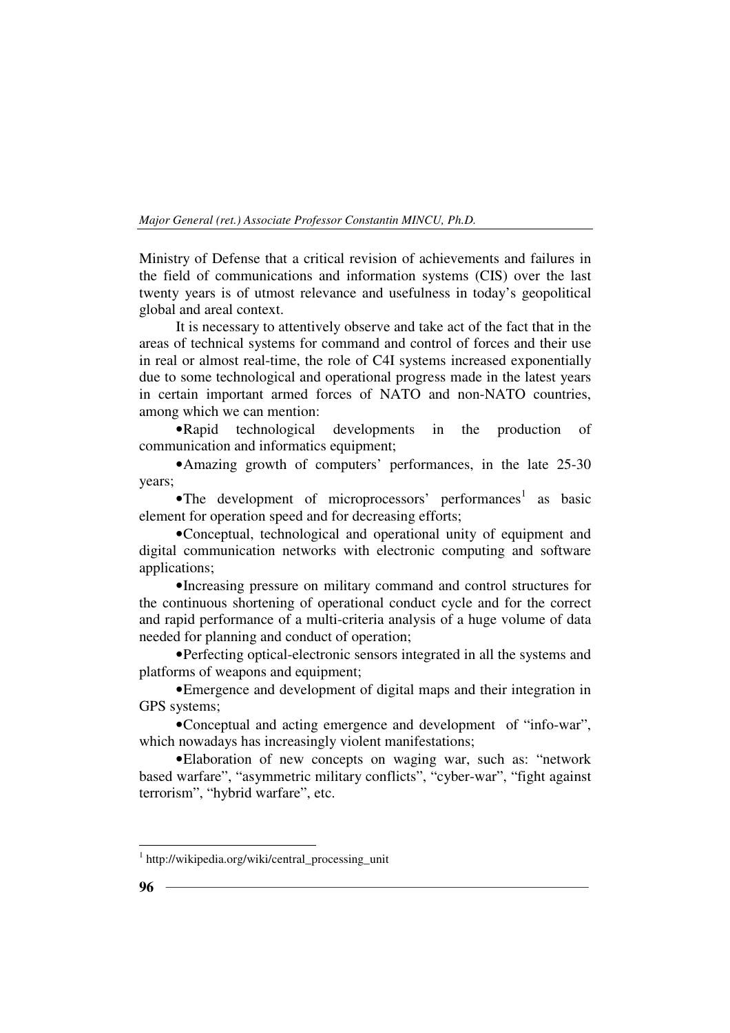Ministry of Defense that a critical revision of achievements and failures in the field of communications and information systems (CIS) over the last twenty years is of utmost relevance and usefulness in today's geopolitical global and areal context.

It is necessary to attentively observe and take act of the fact that in the areas of technical systems for command and control of forces and their use in real or almost real-time, the role of C4I systems increased exponentially due to some technological and operational progress made in the latest years in certain important armed forces of NATO and non-NATO countries, among which we can mention:

- Rapid technological developments in the production of communication and informatics equipment;
- Amazing growth of computers' performances, in the late 25-30 years;
- The development of microprocessors' performances[1] as basic element for operation speed and for decreasing efforts;
- Conceptual, technological and operational unity of equipment and digital communication networks with electronic computing and software applications;
- Increasing pressure on military command and control structures for the continuous shortening of operational conduct cycle and for the correct and rapid performance of a multi-criteria analysis of a huge volume of data needed for planning and conduct of operation;
- Perfecting optical-electronic sensors integrated in all the systems and platforms of weapons and equipment;
- Emergence and development of digital maps and their integration in GPS systems;
- Conceptual and acting emergence and development of "info-war", which nowadays has increasingly violent manifestations;
- Elaboration of new concepts on waging war, such as: "network based warfare", "asymmetric military conflicts", "cyber-war", "fight against terrorism", "hybrid warfare", etc.

---

[1] http://wikipedia.org/wiki/central_processing_unit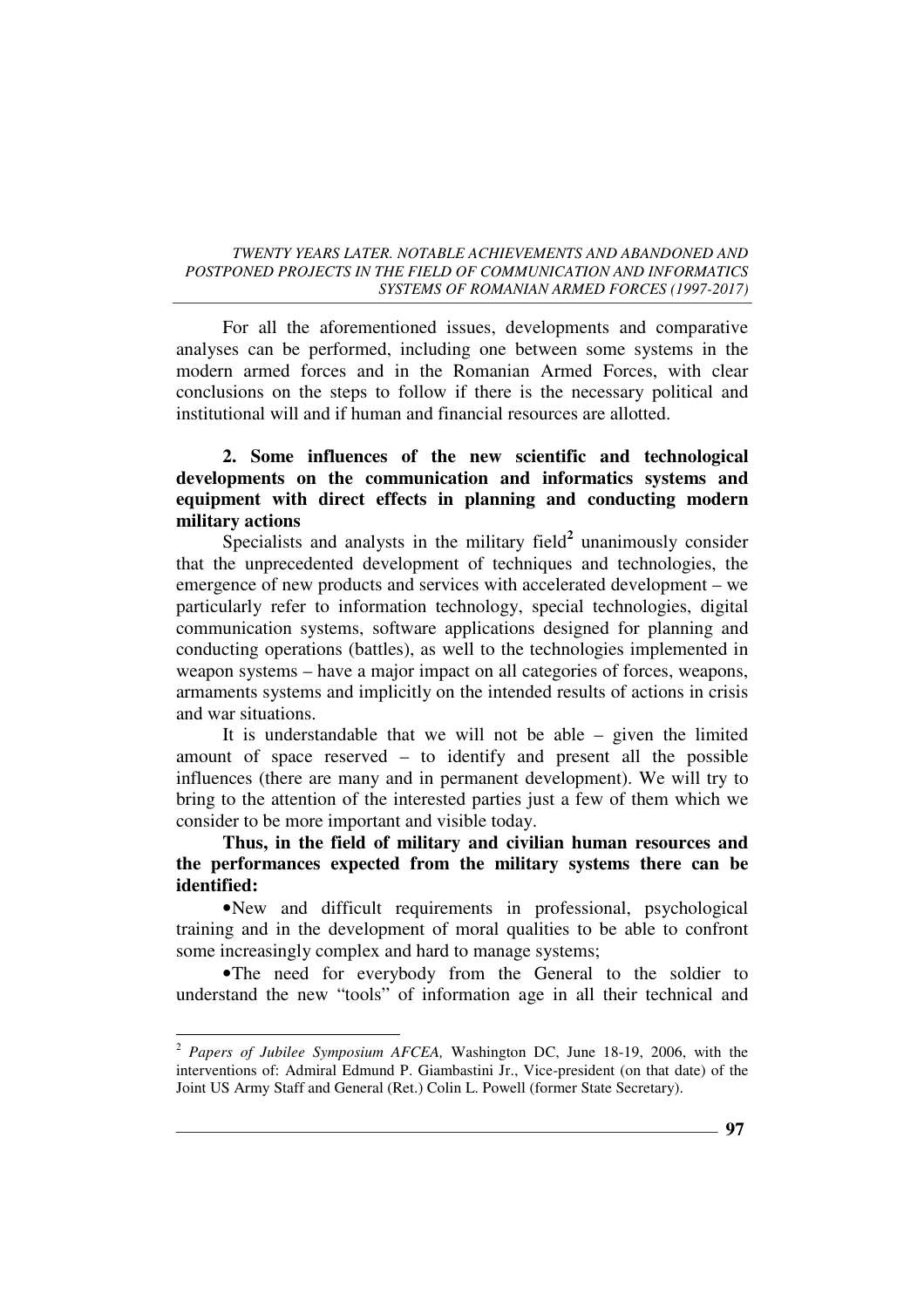For all the aforementioned issues, developments and comparative analyses can be performed, including one between some systems in the modern armed forces and in the Romanian Armed Forces, with clear conclusions on the steps to follow if there is the necessary political and institutional will and if human and financial resources are allotted.

## 2. Some influences of the new scientific and technological developments on the communication and informatics systems and equipment with direct effects in planning and conducting modern military actions

Specialists and analysts in the military field[2] unanimously consider that the unprecedented development of techniques and technologies, the emergence of new products and services with accelerated development – we particularly refer to information technology, special technologies, digital communication systems, software applications designed for planning and conducting operations (battles), as well to the technologies implemented in weapon systems – have a major impact on all categories of forces, weapons, armaments systems and implicitly on the intended results of actions in crisis and war situations.

It is understandable that we will not be able – given the limited amount of space reserved – to identify and present all the possible influences (there are many and in permanent development). We will try to bring to the attention of the interested parties just a few of them which we consider to be more important and visible today.

**Thus, in the field of military and civilian human resources and the performances expected from the military systems there can be identified:**

- New and difficult requirements in professional, psychological training and in the development of moral qualities to be able to confront some increasingly complex and hard to manage systems;
- The need for everybody from the General to the soldier to understand the new "tools" of information age in all their technical and

---

[2] *Papers of Jubilee Symposium AFCEA,* Washington DC, June 18-19, 2006, with the interventions of: Admiral Edmund P. Giambastini Jr., Vice-president (on that date) of the Joint US Army Staff and General (Ret.) Colin L. Powell (former State Secretary).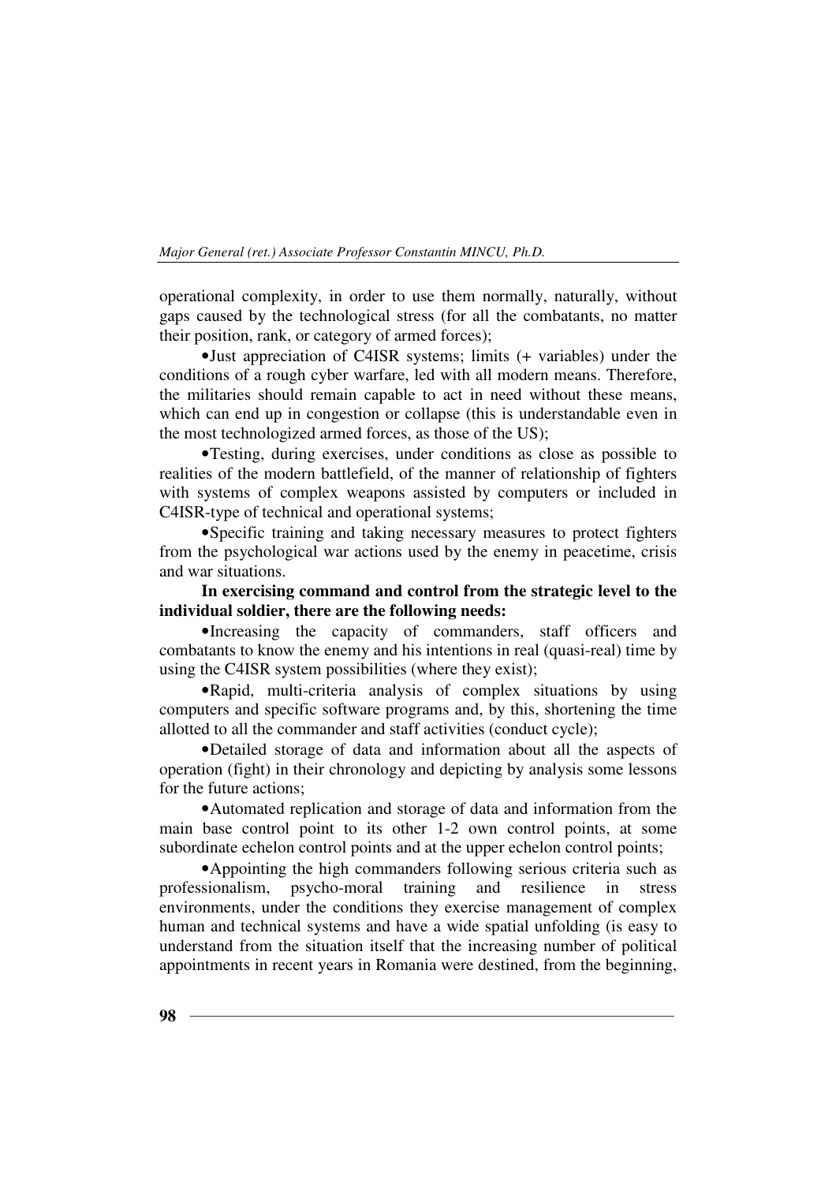operational complexity, in order to use them normally, naturally, without gaps caused by the technological stress (for all the combatants, no matter their position, rank, or category of armed forces);

- Just appreciation of C4ISR systems; limits (+ variables) under the conditions of a rough cyber warfare, led with all modern means. Therefore, the militaries should remain capable to act in need without these means, which can end up in congestion or collapse (this is understandable even in the most technologized armed forces, as those of the US);
- Testing, during exercises, under conditions as close as possible to realities of the modern battlefield, of the manner of relationship of fighters with systems of complex weapons assisted by computers or included in C4ISR-type of technical and operational systems;
- Specific training and taking necessary measures to protect fighters from the psychological war actions used by the enemy in peacetime, crisis and war situations.

**In exercising command and control from the strategic level to the individual soldier, there are the following needs:**

- Increasing the capacity of commanders, staff officers and combatants to know the enemy and his intentions in real (quasi-real) time by using the C4ISR system possibilities (where they exist);
- Rapid, multi-criteria analysis of complex situations by using computers and specific software programs and, by this, shortening the time allotted to all the commander and staff activities (conduct cycle);
- Detailed storage of data and information about all the aspects of operation (fight) in their chronology and depicting by analysis some lessons for the future actions;
- Automated replication and storage of data and information from the main base control point to its other 1-2 own control points, at some subordinate echelon control points and at the upper echelon control points;
- Appointing the high commanders following serious criteria such as professionalism, psycho-moral training and resilience in stress environments, under the conditions they exercise management of complex human and technical systems and have a wide spatial unfolding (is easy to understand from the situation itself that the increasing number of political appointments in recent years in Romania were destined, from the beginning,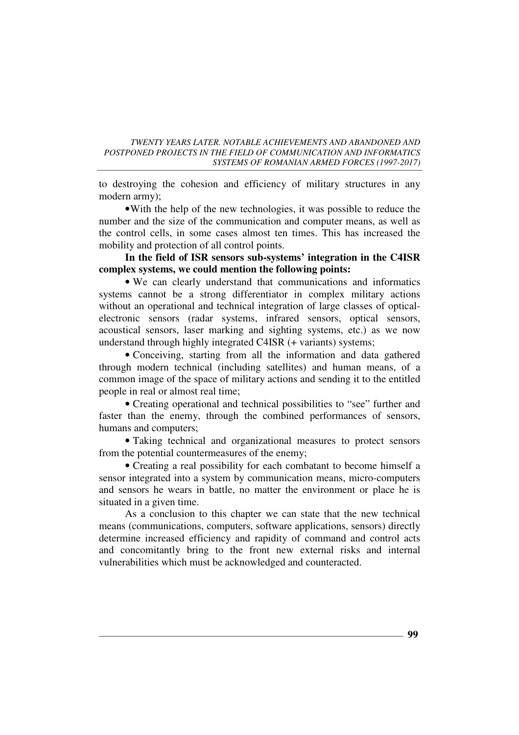to destroying the cohesion and efficiency of military structures in any modern army);

- With the help of the new technologies, it was possible to reduce the number and the size of the communication and computer means, as well as the control cells, in some cases almost ten times. This has increased the mobility and protection of all control points.

**In the field of ISR sensors sub-systems' integration in the C4ISR complex systems, we could mention the following points:**

- We can clearly understand that communications and informatics systems cannot be a strong differentiator in complex military actions without an operational and technical integration of large classes of optical-electronic sensors (radar systems, infrared sensors, optical sensors, acoustical sensors, laser marking and sighting systems, etc.) as we now understand through highly integrated C4ISR (+ variants) systems;
- Conceiving, starting from all the information and data gathered through modern technical (including satellites) and human means, of a common image of the space of military actions and sending it to the entitled people in real or almost real time;
- Creating operational and technical possibilities to "see" further and faster than the enemy, through the combined performances of sensors, humans and computers;
- Taking technical and organizational measures to protect sensors from the potential countermeasures of the enemy;
- Creating a real possibility for each combatant to become himself a sensor integrated into a system by communication means, micro-computers and sensors he wears in battle, no matter the environment or place he is situated in a given time.

As a conclusion to this chapter we can state that the new technical means (communications, computers, software applications, sensors) directly determine increased efficiency and rapidity of command and control acts and concomitantly bring to the front new external risks and internal vulnerabilities which must be acknowledged and counteracted.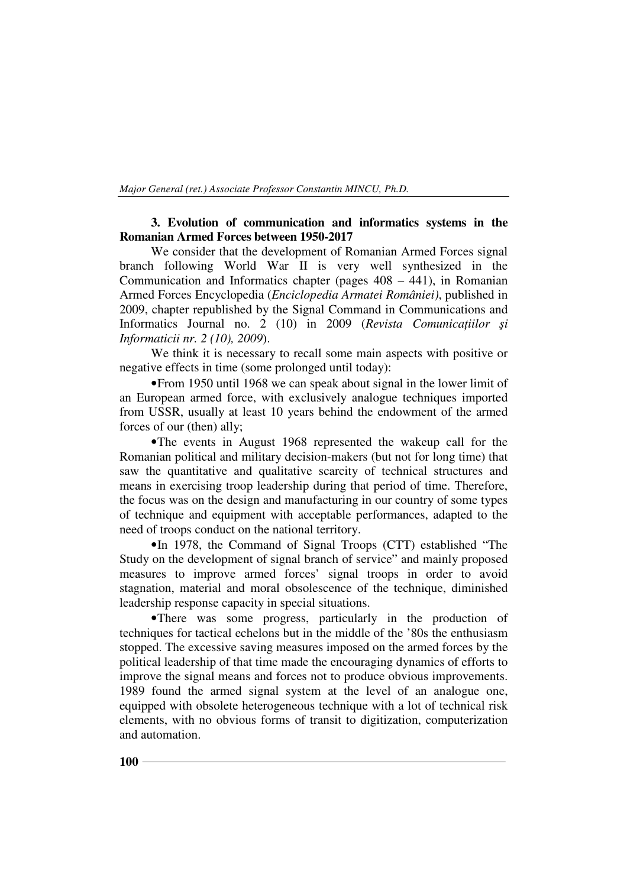### 3. Evolution of communication and informatics systems in the Romanian Armed Forces between 1950-2017

We consider that the development of Romanian Armed Forces signal branch following World War II is very well synthesized in the Communication and Informatics chapter (pages 408 – 441), in Romanian Armed Forces Encyclopedia (*Enciclopedia Armatei României)*, published in 2009, chapter republished by the Signal Command in Communications and Informatics Journal no. 2 (10) in 2009 (*Revista Comunicaţiilor şi Informaticii nr. 2 (10), 2009*).

We think it is necessary to recall some main aspects with positive or negative effects in time (some prolonged until today):

- From 1950 until 1968 we can speak about signal in the lower limit of an European armed force, with exclusively analogue techniques imported from USSR, usually at least 10 years behind the endowment of the armed forces of our (then) ally;
- The events in August 1968 represented the wakeup call for the Romanian political and military decision-makers (but not for long time) that saw the quantitative and qualitative scarcity of technical structures and means in exercising troop leadership during that period of time. Therefore, the focus was on the design and manufacturing in our country of some types of technique and equipment with acceptable performances, adapted to the need of troops conduct on the national territory.
- In 1978, the Command of Signal Troops (CTT) established "The Study on the development of signal branch of service" and mainly proposed measures to improve armed forces' signal troops in order to avoid stagnation, material and moral obsolescence of the technique, diminished leadership response capacity in special situations.
- There was some progress, particularly in the production of techniques for tactical echelons but in the middle of the '80s the enthusiasm stopped. The excessive saving measures imposed on the armed forces by the political leadership of that time made the encouraging dynamics of efforts to improve the signal means and forces not to produce obvious improvements. 1989 found the armed signal system at the level of an analogue one, equipped with obsolete heterogeneous technique with a lot of technical risk elements, with no obvious forms of transit to digitization, computerization and automation.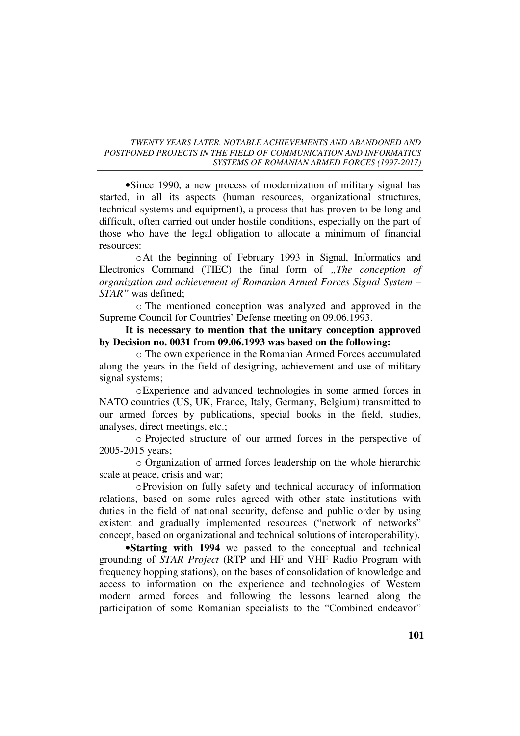- Since 1990, a new process of modernization of military signal has started, in all its aspects (human resources, organizational structures, technical systems and equipment), a process that has proven to be long and difficult, often carried out under hostile conditions, especially on the part of those who have the legal obligation to allocate a minimum of financial resources:
  - At the beginning of February 1993 in Signal, Informatics and Electronics Command (TIEC) the final form of *„The conception of organization and achievement of Romanian Armed Forces Signal System – STAR"* was defined;
  - The mentioned conception was analyzed and approved in the Supreme Council for Countries' Defense meeting on 09.06.1993.

**It is necessary to mention that the unitary conception approved by Decision no. 0031 from 09.06.1993 was based on the following:**

- The own experience in the Romanian Armed Forces accumulated along the years in the field of designing, achievement and use of military signal systems;
- Experience and advanced technologies in some armed forces in NATO countries (US, UK, France, Italy, Germany, Belgium) transmitted to our armed forces by publications, special books in the field, studies, analyses, direct meetings, etc.;
- Projected structure of our armed forces in the perspective of 2005-2015 years;
- Organization of armed forces leadership on the whole hierarchic scale at peace, crisis and war;
- Provision on fully safety and technical accuracy of information relations, based on some rules agreed with other state institutions with duties in the field of national security, defense and public order by using existent and gradually implemented resources ("network of networks" concept, based on organizational and technical solutions of interoperability).

- **Starting with 1994** we passed to the conceptual and technical grounding of *STAR Project* (RTP and HF and VHF Radio Program with frequency hopping stations), on the bases of consolidation of knowledge and access to information on the experience and technologies of Western modern armed forces and following the lessons learned along the participation of some Romanian specialists to the "Combined endeavor"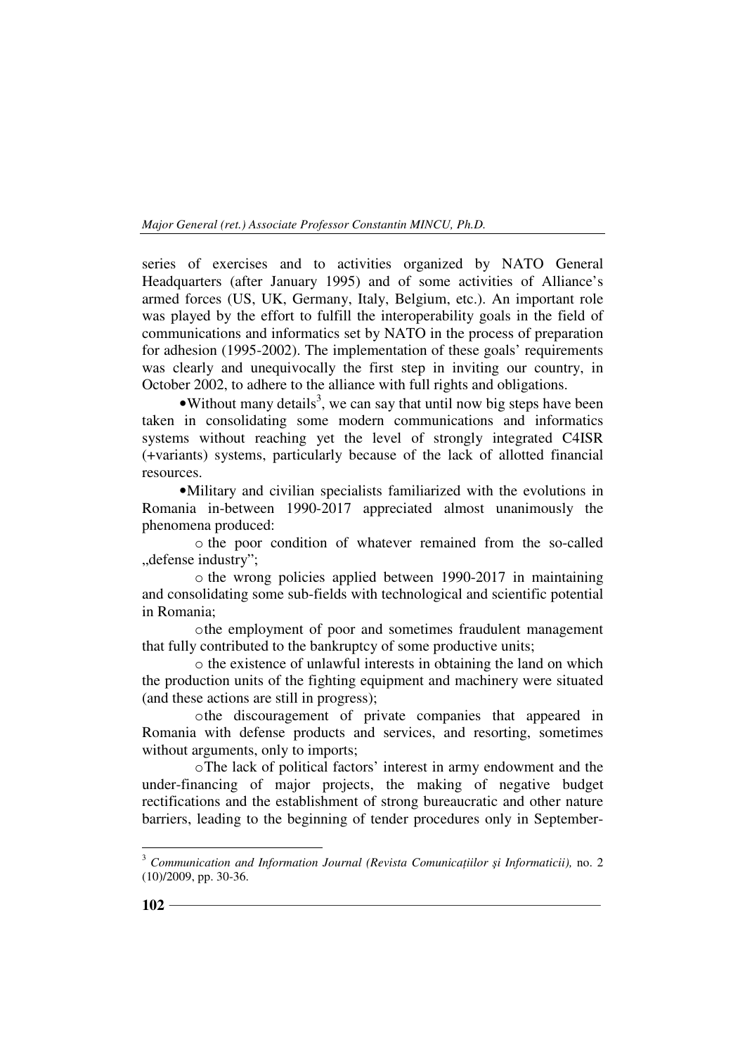series of exercises and to activities organized by NATO General Headquarters (after January 1995) and of some activities of Alliance's armed forces (US, UK, Germany, Italy, Belgium, etc.). An important role was played by the effort to fulfill the interoperability goals in the field of communications and informatics set by NATO in the process of preparation for adhesion (1995-2002). The implementation of these goals' requirements was clearly and unequivocally the first step in inviting our country, in October 2002, to adhere to the alliance with full rights and obligations.

•Without many details[3], we can say that until now big steps have been taken in consolidating some modern communications and informatics systems without reaching yet the level of strongly integrated C4ISR (+variants) systems, particularly because of the lack of allotted financial resources.

•Military and civilian specialists familiarized with the evolutions in Romania in-between 1990-2017 appreciated almost unanimously the phenomena produced:

- the poor condition of whatever remained from the so-called „defense industry";
- the wrong policies applied between 1990-2017 in maintaining and consolidating some sub-fields with technological and scientific potential in Romania;
- the employment of poor and sometimes fraudulent management that fully contributed to the bankruptcy of some productive units;
- the existence of unlawful interests in obtaining the land on which the production units of the fighting equipment and machinery were situated (and these actions are still in progress);
- the discouragement of private companies that appeared in Romania with defense products and services, and resorting, sometimes without arguments, only to imports;
- The lack of political factors' interest in army endowment and the under-financing of major projects, the making of negative budget rectifications and the establishment of strong bureaucratic and other nature barriers, leading to the beginning of tender procedures only in September-

---

[3] *Communication and Information Journal (Revista Comunicaţiilor şi Informaticii),* no. 2 (10)/2009, pp. 30-36.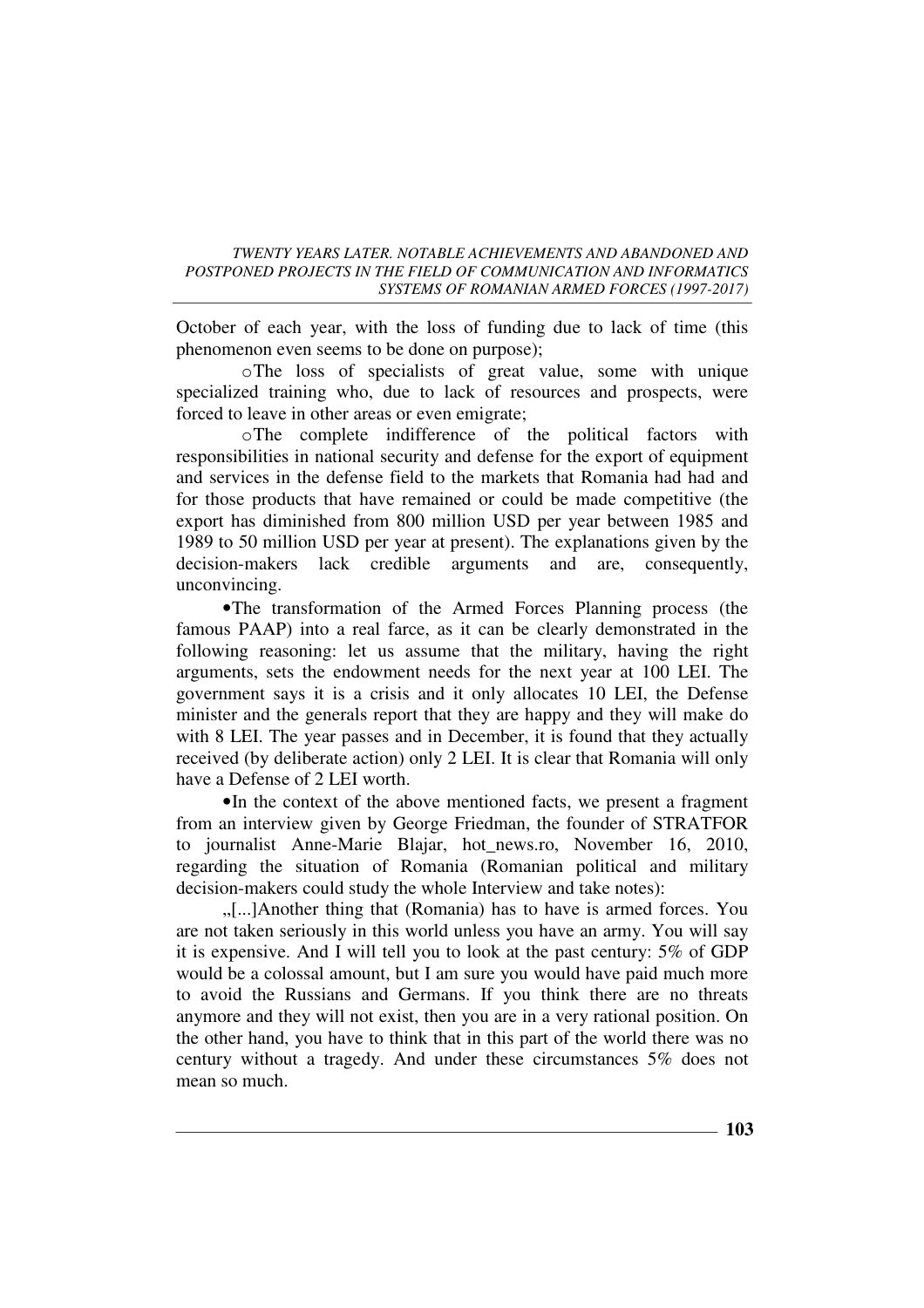October of each year, with the loss of funding due to lack of time (this phenomenon even seems to be done on purpose);

- The loss of specialists of great value, some with unique specialized training who, due to lack of resources and prospects, were forced to leave in other areas or even emigrate;
- The complete indifference of the political factors with responsibilities in national security and defense for the export of equipment and services in the defense field to the markets that Romania had had and for those products that have remained or could be made competitive (the export has diminished from 800 million USD per year between 1985 and 1989 to 50 million USD per year at present). The explanations given by the decision-makers lack credible arguments and are, consequently, unconvincing.

• The transformation of the Armed Forces Planning process (the famous PAAP) into a real farce, as it can be clearly demonstrated in the following reasoning: let us assume that the military, having the right arguments, sets the endowment needs for the next year at 100 LEI. The government says it is a crisis and it only allocates 10 LEI, the Defense minister and the generals report that they are happy and they will make do with 8 LEI. The year passes and in December, it is found that they actually received (by deliberate action) only 2 LEI. It is clear that Romania will only have a Defense of 2 LEI worth.

• In the context of the above mentioned facts, we present a fragment from an interview given by George Friedman, the founder of STRATFOR to journalist Anne-Marie Blajar, hot_news.ro, November 16, 2010, regarding the situation of Romania (Romanian political and military decision-makers could study the whole Interview and take notes):

„[...]Another thing that (Romania) has to have is armed forces. You are not taken seriously in this world unless you have an army. You will say it is expensive. And I will tell you to look at the past century: 5% of GDP would be a colossal amount, but I am sure you would have paid much more to avoid the Russians and Germans. If you think there are no threats anymore and they will not exist, then you are in a very rational position. On the other hand, you have to think that in this part of the world there was no century without a tragedy. And under these circumstances 5% does not mean so much.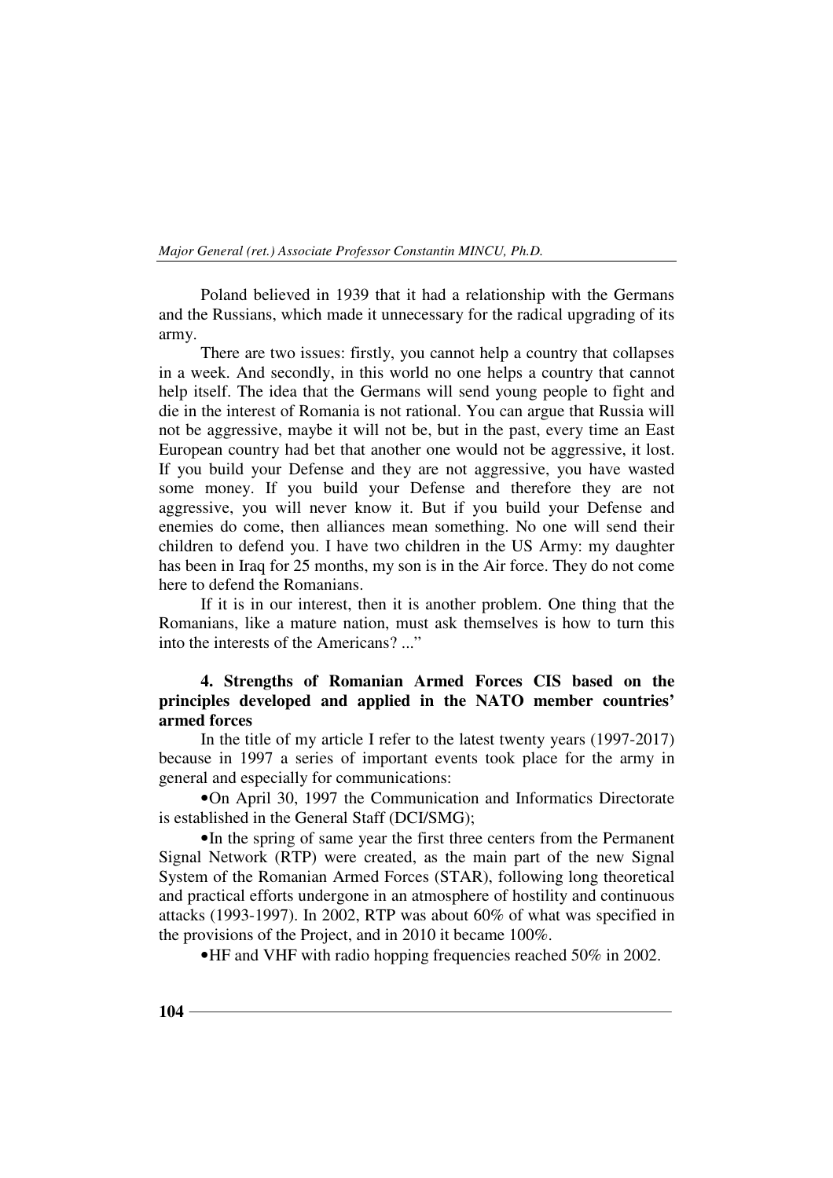Poland believed in 1939 that it had a relationship with the Germans and the Russians, which made it unnecessary for the radical upgrading of its army.

There are two issues: firstly, you cannot help a country that collapses in a week. And secondly, in this world no one helps a country that cannot help itself. The idea that the Germans will send young people to fight and die in the interest of Romania is not rational. You can argue that Russia will not be aggressive, maybe it will not be, but in the past, every time an East European country had bet that another one would not be aggressive, it lost. If you build your Defense and they are not aggressive, you have wasted some money. If you build your Defense and therefore they are not aggressive, you will never know it. But if you build your Defense and enemies do come, then alliances mean something. No one will send their children to defend you. I have two children in the US Army: my daughter has been in Iraq for 25 months, my son is in the Air force. They do not come here to defend the Romanians.

If it is in our interest, then it is another problem. One thing that the Romanians, like a mature nation, must ask themselves is how to turn this into the interests of the Americans? ..."

### 4. Strengths of Romanian Armed Forces CIS based on the principles developed and applied in the NATO member countries' armed forces

In the title of my article I refer to the latest twenty years (1997-2017) because in 1997 a series of important events took place for the army in general and especially for communications:

- On April 30, 1997 the Communication and Informatics Directorate is established in the General Staff (DCI/SMG);
- In the spring of same year the first three centers from the Permanent Signal Network (RTP) were created, as the main part of the new Signal System of the Romanian Armed Forces (STAR), following long theoretical and practical efforts undergone in an atmosphere of hostility and continuous attacks (1993-1997). In 2002, RTP was about 60% of what was specified in the provisions of the Project, and in 2010 it became 100%.
- HF and VHF with radio hopping frequencies reached 50% in 2002.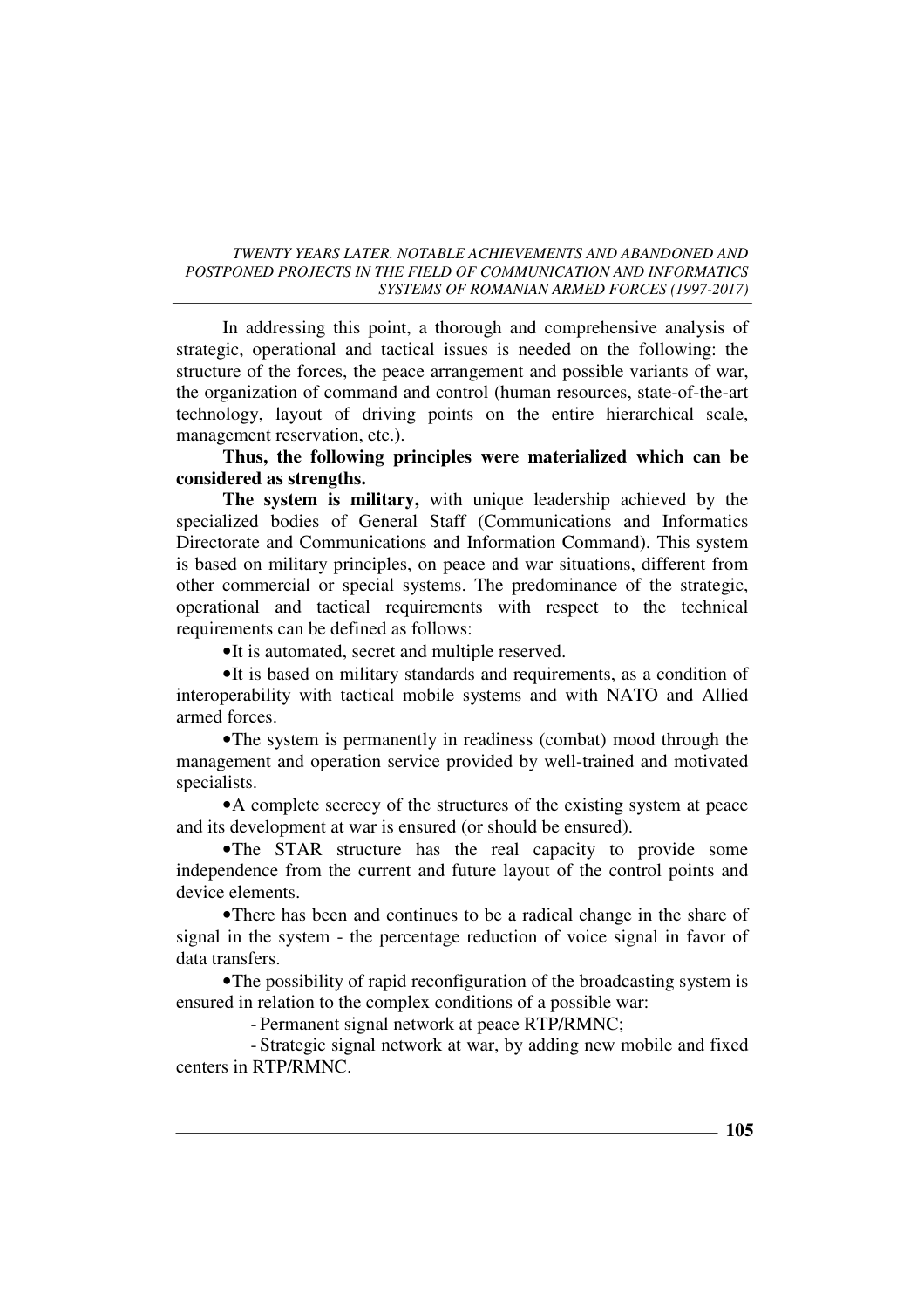In addressing this point, a thorough and comprehensive analysis of strategic, operational and tactical issues is needed on the following: the structure of the forces, the peace arrangement and possible variants of war, the organization of command and control (human resources, state-of-the-art technology, layout of driving points on the entire hierarchical scale, management reservation, etc.).

**Thus, the following principles were materialized which can be considered as strengths.**

**The system is military,** with unique leadership achieved by the specialized bodies of General Staff (Communications and Informatics Directorate and Communications and Information Command). This system is based on military principles, on peace and war situations, different from other commercial or special systems. The predominance of the strategic, operational and tactical requirements with respect to the technical requirements can be defined as follows:

- It is automated, secret and multiple reserved.
- It is based on military standards and requirements, as a condition of interoperability with tactical mobile systems and with NATO and Allied armed forces.
- The system is permanently in readiness (combat) mood through the management and operation service provided by well-trained and motivated specialists.
- A complete secrecy of the structures of the existing system at peace and its development at war is ensured (or should be ensured).
- The STAR structure has the real capacity to provide some independence from the current and future layout of the control points and device elements.
- There has been and continues to be a radical change in the share of signal in the system - the percentage reduction of voice signal in favor of data transfers.
- The possibility of rapid reconfiguration of the broadcasting system is ensured in relation to the complex conditions of a possible war:
  - Permanent signal network at peace RTP/RMNC;
  - Strategic signal network at war, by adding new mobile and fixed centers in RTP/RMNC.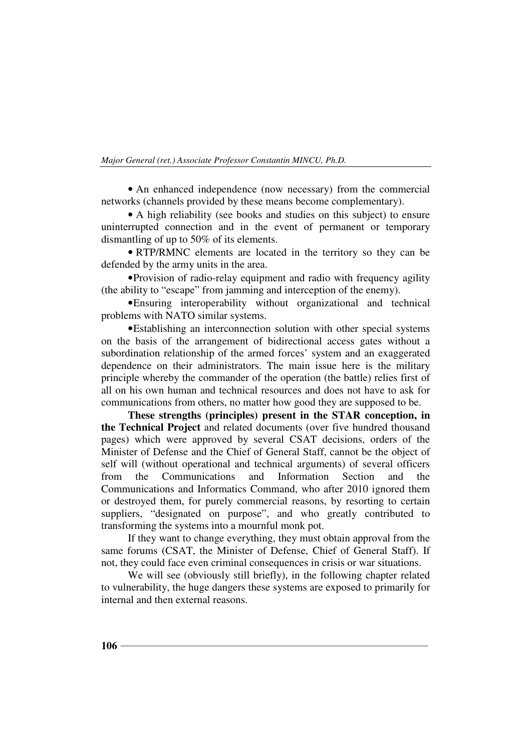- An enhanced independence (now necessary) from the commercial networks (channels provided by these means become complementary).
- A high reliability (see books and studies on this subject) to ensure uninterrupted connection and in the event of permanent or temporary dismantling of up to 50% of its elements.
- RTP/RMNC elements are located in the territory so they can be defended by the army units in the area.
- Provision of radio-relay equipment and radio with frequency agility (the ability to "escape" from jamming and interception of the enemy).
- Ensuring interoperability without organizational and technical problems with NATO similar systems.
- Establishing an interconnection solution with other special systems on the basis of the arrangement of bidirectional access gates without a subordination relationship of the armed forces' system and an exaggerated dependence on their administrators. The main issue here is the military principle whereby the commander of the operation (the battle) relies first of all on his own human and technical resources and does not have to ask for communications from others, no matter how good they are supposed to be.

**These strengths (principles) present in the STAR conception, in the Technical Project** and related documents (over five hundred thousand pages) which were approved by several CSAT decisions, orders of the Minister of Defense and the Chief of General Staff, cannot be the object of self will (without operational and technical arguments) of several officers from the Communications and Information Section and the Communications and Informatics Command, who after 2010 ignored them or destroyed them, for purely commercial reasons, by resorting to certain suppliers, "designated on purpose", and who greatly contributed to transforming the systems into a mournful monk pot.

If they want to change everything, they must obtain approval from the same forums (CSAT, the Minister of Defense, Chief of General Staff). If not, they could face even criminal consequences in crisis or war situations.

We will see (obviously still briefly), in the following chapter related to vulnerability, the huge dangers these systems are exposed to primarily for internal and then external reasons.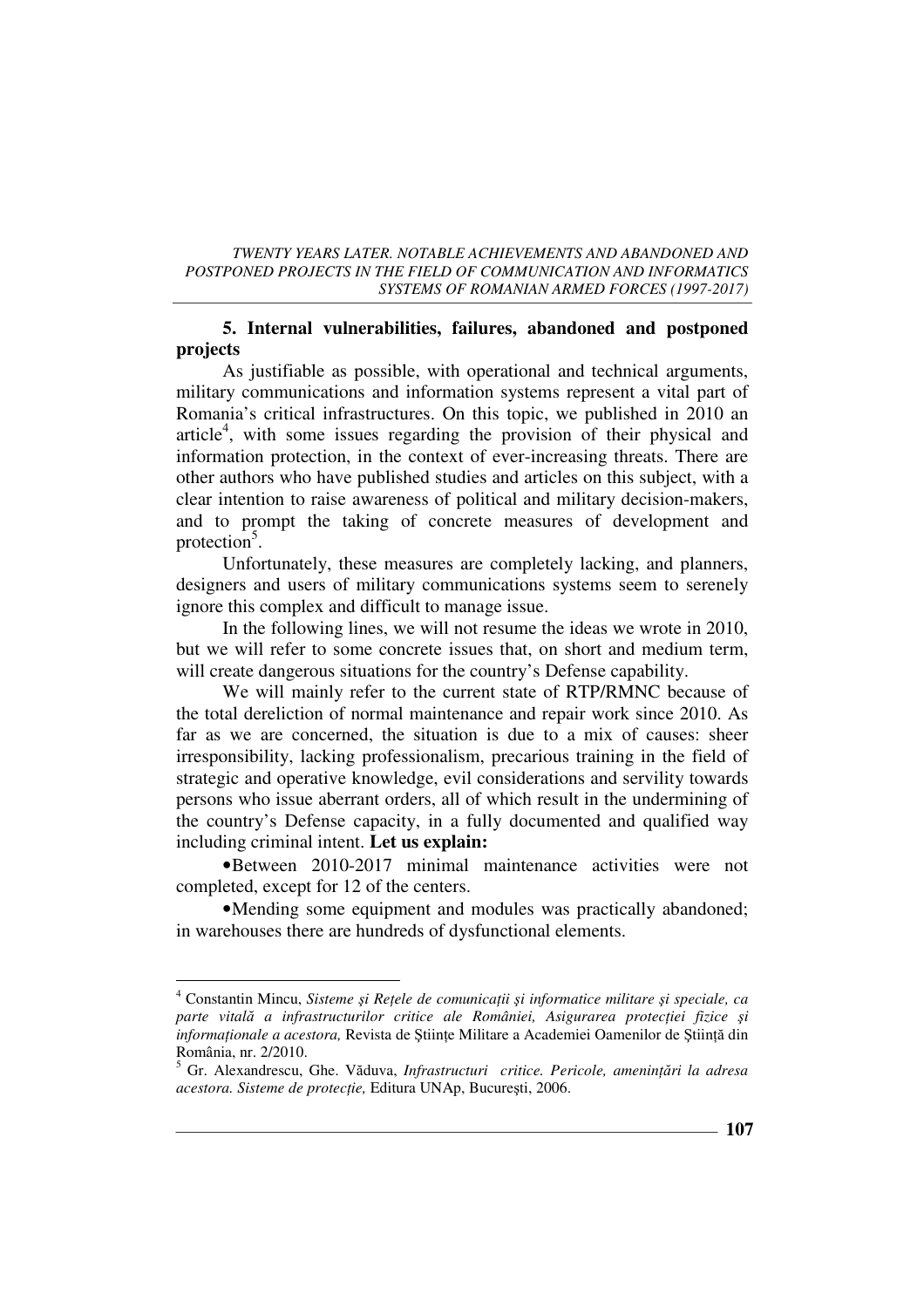## 5. Internal vulnerabilities, failures, abandoned and postponed projects

As justifiable as possible, with operational and technical arguments, military communications and information systems represent a vital part of Romania's critical infrastructures. On this topic, we published in 2010 an article[4], with some issues regarding the provision of their physical and information protection, in the context of ever-increasing threats. There are other authors who have published studies and articles on this subject, with a clear intention to raise awareness of political and military decision-makers, and to prompt the taking of concrete measures of development and protection[5].

Unfortunately, these measures are completely lacking, and planners, designers and users of military communications systems seem to serenely ignore this complex and difficult to manage issue.

In the following lines, we will not resume the ideas we wrote in 2010, but we will refer to some concrete issues that, on short and medium term, will create dangerous situations for the country's Defense capability.

We will mainly refer to the current state of RTP/RMNC because of the total dereliction of normal maintenance and repair work since 2010. As far as we are concerned, the situation is due to a mix of causes: sheer irresponsibility, lacking professionalism, precarious training in the field of strategic and operative knowledge, evil considerations and servility towards persons who issue aberrant orders, all of which result in the undermining of the country's Defense capacity, in a fully documented and qualified way including criminal intent. **Let us explain:**

- Between 2010-2017 minimal maintenance activities were not completed, except for 12 of the centers.
- Mending some equipment and modules was practically abandoned; in warehouses there are hundreds of dysfunctional elements.

---

[4] Constantin Mincu, *Sisteme şi Reţele de comunicaţii şi informatice militare şi speciale, ca parte vitală a infrastructurilor critice ale României, Asigurarea protecţiei fizice şi informaţionale a acestora,* Revista de Ştiinţe Militare a Academiei Oamenilor de Ştiinţă din România, nr. 2/2010.

[5] Gr. Alexandrescu, Ghe. Văduva, *Infrastructuri critice. Pericole, ameninţări la adresa acestora. Sisteme de protecţie,* Editura UNAp, Bucureşti, 2006.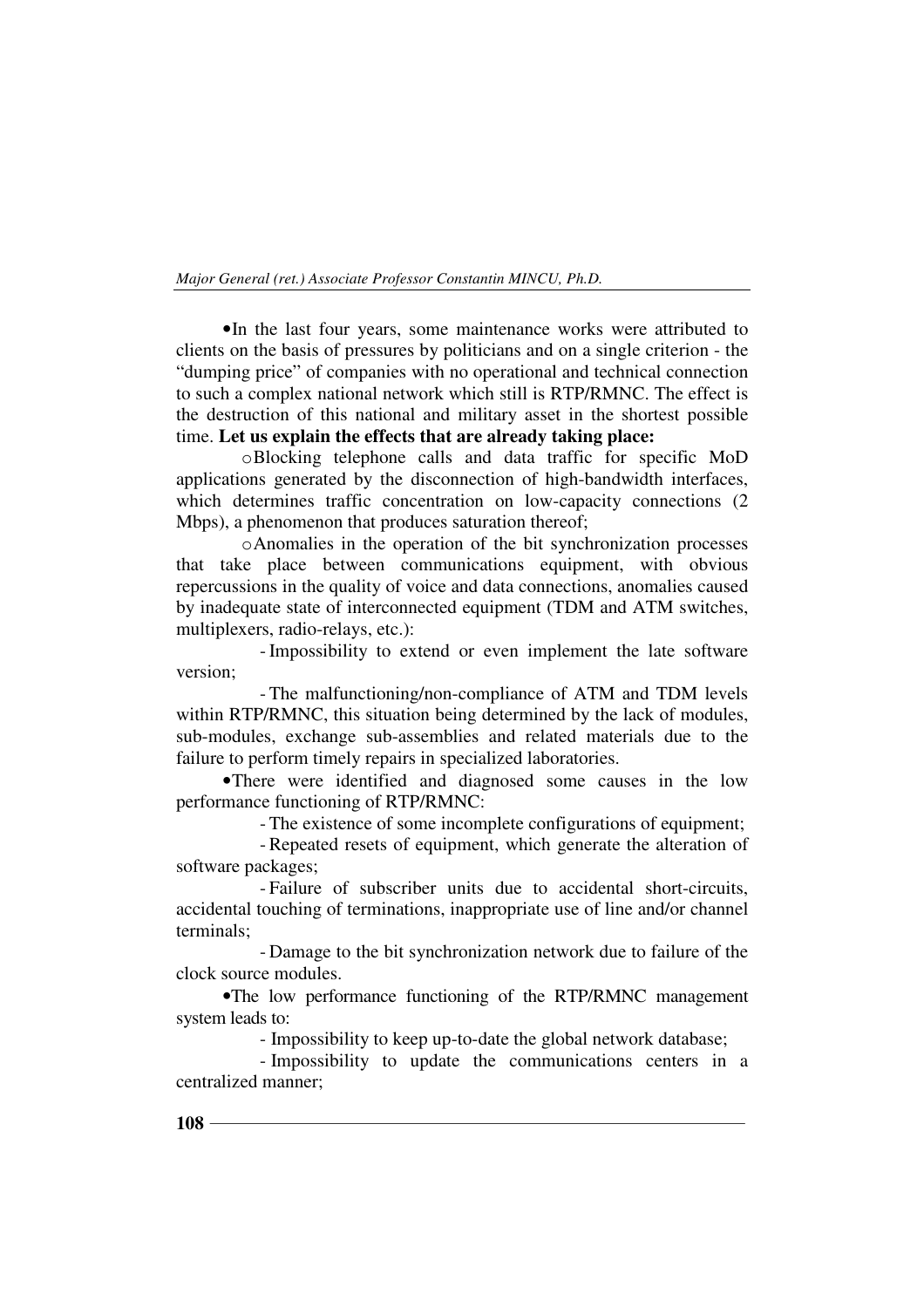- In the last four years, some maintenance works were attributed to clients on the basis of pressures by politicians and on a single criterion - the "dumping price" of companies with no operational and technical connection to such a complex national network which still is RTP/RMNC. The effect is the destruction of this national and military asset in the shortest possible time. **Let us explain the effects that are already taking place:**
  - Blocking telephone calls and data traffic for specific MoD applications generated by the disconnection of high-bandwidth interfaces, which determines traffic concentration on low-capacity connections (2 Mbps), a phenomenon that produces saturation thereof;
  - Anomalies in the operation of the bit synchronization processes that take place between communications equipment, with obvious repercussions in the quality of voice and data connections, anomalies caused by inadequate state of interconnected equipment (TDM and ATM switches, multiplexers, radio-relays, etc.):
    - Impossibility to extend or even implement the late software version;
    - The malfunctioning/non-compliance of ATM and TDM levels within RTP/RMNC, this situation being determined by the lack of modules, sub-modules, exchange sub-assemblies and related materials due to the failure to perform timely repairs in specialized laboratories.
- There were identified and diagnosed some causes in the low performance functioning of RTP/RMNC:
  - The existence of some incomplete configurations of equipment;
  - Repeated resets of equipment, which generate the alteration of software packages;
  - Failure of subscriber units due to accidental short-circuits, accidental touching of terminations, inappropriate use of line and/or channel terminals;
  - Damage to the bit synchronization network due to failure of the clock source modules.
- The low performance functioning of the RTP/RMNC management system leads to:
  - Impossibility to keep up-to-date the global network database;
  - Impossibility to update the communications centers in a centralized manner;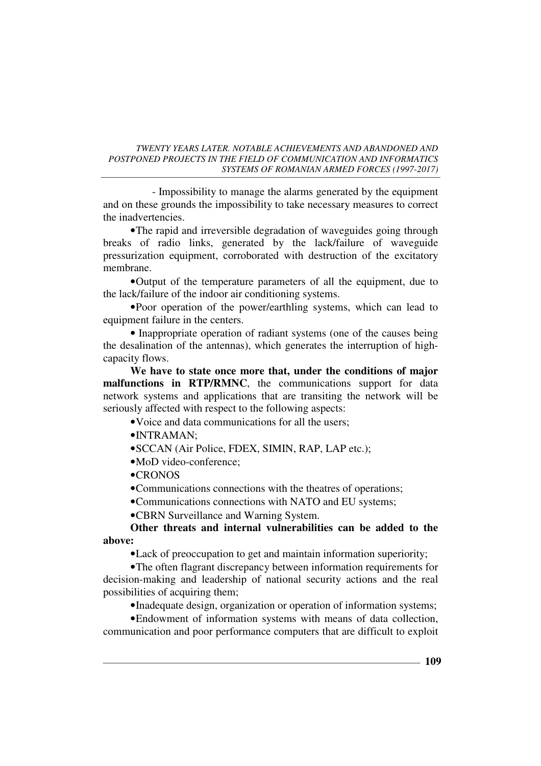- Impossibility to manage the alarms generated by the equipment and on these grounds the impossibility to take necessary measures to correct the inadvertencies.

- The rapid and irreversible degradation of waveguides going through breaks of radio links, generated by the lack/failure of waveguide pressurization equipment, corroborated with destruction of the excitatory membrane.
- Output of the temperature parameters of all the equipment, due to the lack/failure of the indoor air conditioning systems.
- Poor operation of the power/earthling systems, which can lead to equipment failure in the centers.
- Inappropriate operation of radiant systems (one of the causes being the desalination of the antennas), which generates the interruption of high-capacity flows.

**We have to state once more that, under the conditions of major malfunctions in RTP/RMNC**, the communications support for data network systems and applications that are transiting the network will be seriously affected with respect to the following aspects:

- Voice and data communications for all the users;
- INTRAMAN;
- SCCAN (Air Police, FDEX, SIMIN, RAP, LAP etc.);
- MoD video-conference;
- CRONOS
- Communications connections with the theatres of operations;
- Communications connections with NATO and EU systems;
- CBRN Surveillance and Warning System.

**Other threats and internal vulnerabilities can be added to the above:**

- Lack of preoccupation to get and maintain information superiority;
- The often flagrant discrepancy between information requirements for decision-making and leadership of national security actions and the real possibilities of acquiring them;
- Inadequate design, organization or operation of information systems;
- Endowment of information systems with means of data collection, communication and poor performance computers that are difficult to exploit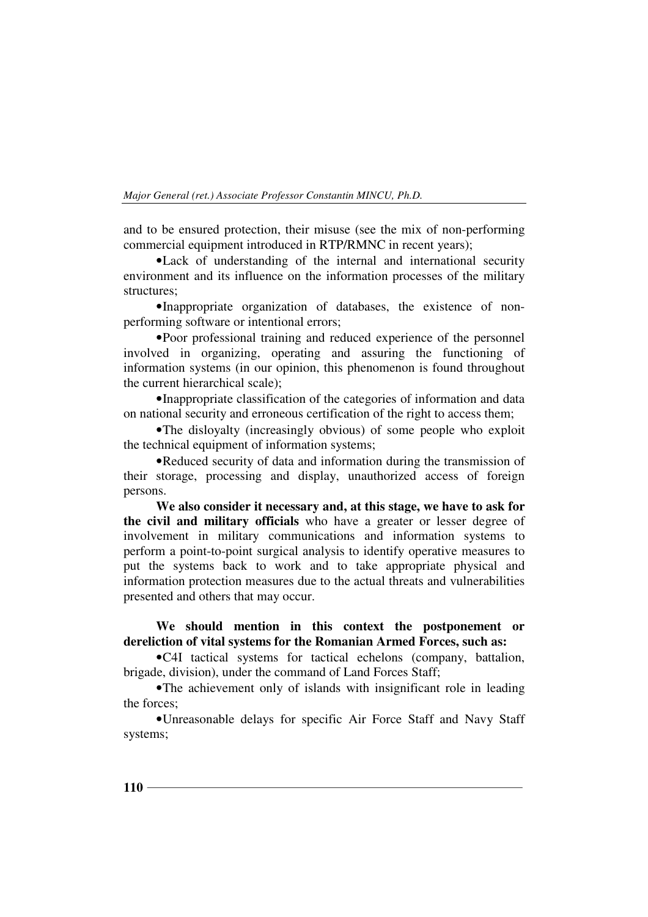and to be ensured protection, their misuse (see the mix of non-performing commercial equipment introduced in RTP/RMNC in recent years);

•Lack of understanding of the internal and international security environment and its influence on the information processes of the military structures;

•Inappropriate organization of databases, the existence of non-performing software or intentional errors;

•Poor professional training and reduced experience of the personnel involved in organizing, operating and assuring the functioning of information systems (in our opinion, this phenomenon is found throughout the current hierarchical scale);

•Inappropriate classification of the categories of information and data on national security and erroneous certification of the right to access them;

•The disloyalty (increasingly obvious) of some people who exploit the technical equipment of information systems;

•Reduced security of data and information during the transmission of their storage, processing and display, unauthorized access of foreign persons.

**We also consider it necessary and, at this stage, we have to ask for the civil and military officials** who have a greater or lesser degree of involvement in military communications and information systems to perform a point-to-point surgical analysis to identify operative measures to put the systems back to work and to take appropriate physical and information protection measures due to the actual threats and vulnerabilities presented and others that may occur.

**We should mention in this context the postponement or dereliction of vital systems for the Romanian Armed Forces, such as:**

•C4I tactical systems for tactical echelons (company, battalion, brigade, division), under the command of Land Forces Staff;

•The achievement only of islands with insignificant role in leading the forces;

•Unreasonable delays for specific Air Force Staff and Navy Staff systems;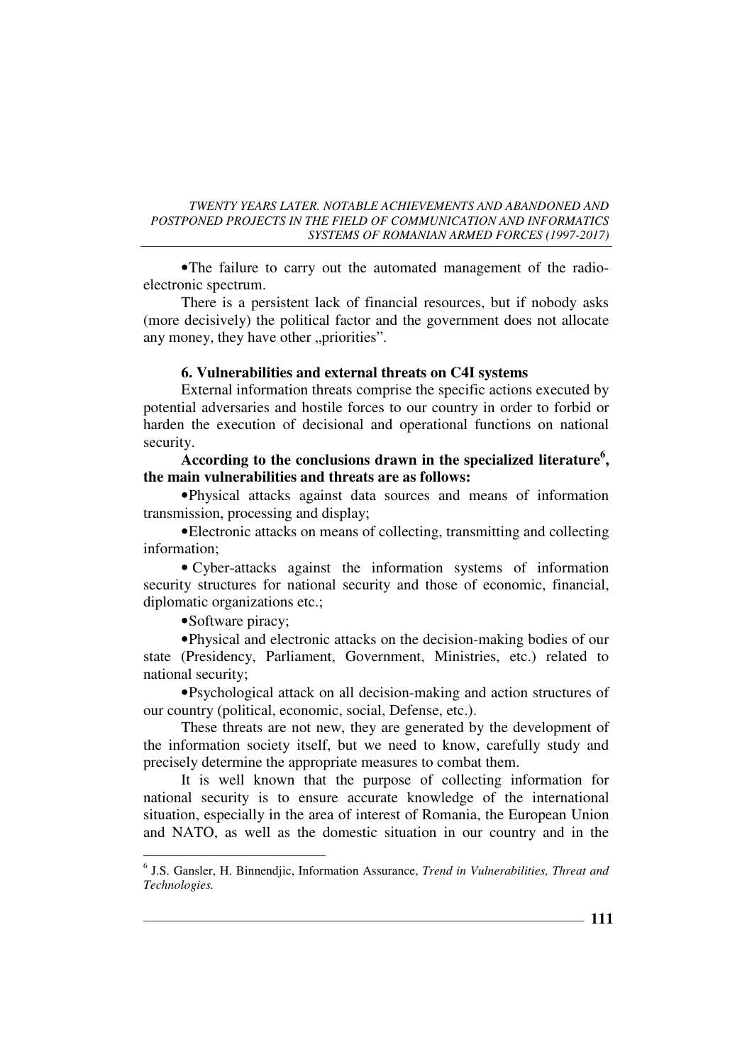•The failure to carry out the automated management of the radio-electronic spectrum.

There is a persistent lack of financial resources, but if nobody asks (more decisively) the political factor and the government does not allocate any money, they have other „priorities".

**6. Vulnerabilities and external threats on C4I systems**

External information threats comprise the specific actions executed by potential adversaries and hostile forces to our country in order to forbid or harden the execution of decisional and operational functions on national security.

**According to the conclusions drawn in the specialized literature[6], the main vulnerabilities and threats are as follows:**

•Physical attacks against data sources and means of information transmission, processing and display;

•Electronic attacks on means of collecting, transmitting and collecting information;

• Cyber-attacks against the information systems of information security structures for national security and those of economic, financial, diplomatic organizations etc.;

•Software piracy;

•Physical and electronic attacks on the decision-making bodies of our state (Presidency, Parliament, Government, Ministries, etc.) related to national security;

•Psychological attack on all decision-making and action structures of our country (political, economic, social, Defense, etc.).

These threats are not new, they are generated by the development of the information society itself, but we need to know, carefully study and precisely determine the appropriate measures to combat them.

It is well known that the purpose of collecting information for national security is to ensure accurate knowledge of the international situation, especially in the area of interest of Romania, the European Union and NATO, as well as the domestic situation in our country and in the

---

[6] J.S. Gansler, H. Binnendjic, Information Assurance, *Trend in Vulnerabilities, Threat and Technologies.*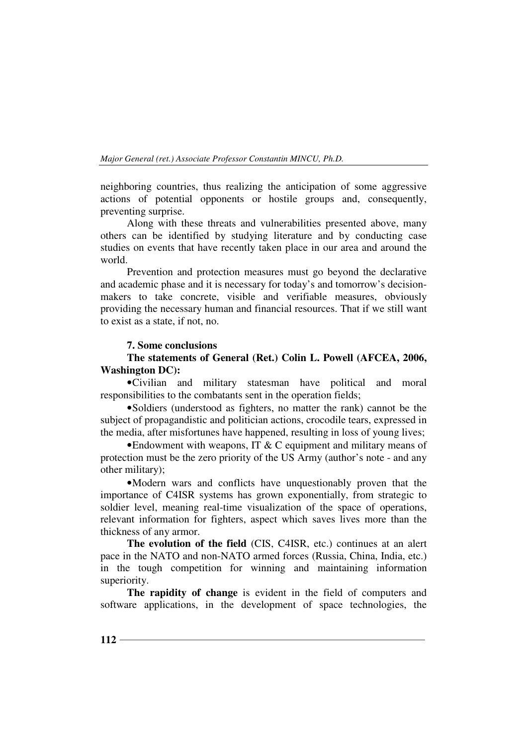neighboring countries, thus realizing the anticipation of some aggressive actions of potential opponents or hostile groups and, consequently, preventing surprise.

Along with these threats and vulnerabilities presented above, many others can be identified by studying literature and by conducting case studies on events that have recently taken place in our area and around the world.

Prevention and protection measures must go beyond the declarative and academic phase and it is necessary for today's and tomorrow's decision-makers to take concrete, visible and verifiable measures, obviously providing the necessary human and financial resources. That if we still want to exist as a state, if not, no.

### 7. Some conclusions

**The statements of General (Ret.) Colin L. Powell (AFCEA, 2006, Washington DC):**

- Civilian and military statesman have political and moral responsibilities to the combatants sent in the operation fields;
- Soldiers (understood as fighters, no matter the rank) cannot be the subject of propagandistic and politician actions, crocodile tears, expressed in the media, after misfortunes have happened, resulting in loss of young lives;
- Endowment with weapons, IT & C equipment and military means of protection must be the zero priority of the US Army (author's note - and any other military);
- Modern wars and conflicts have unquestionably proven that the importance of C4ISR systems has grown exponentially, from strategic to soldier level, meaning real-time visualization of the space of operations, relevant information for fighters, aspect which saves lives more than the thickness of any armor.

**The evolution of the field** (CIS, C4ISR, etc.) continues at an alert pace in the NATO and non-NATO armed forces (Russia, China, India, etc.) in the tough competition for winning and maintaining information superiority.

**The rapidity of change** is evident in the field of computers and software applications, in the development of space technologies, the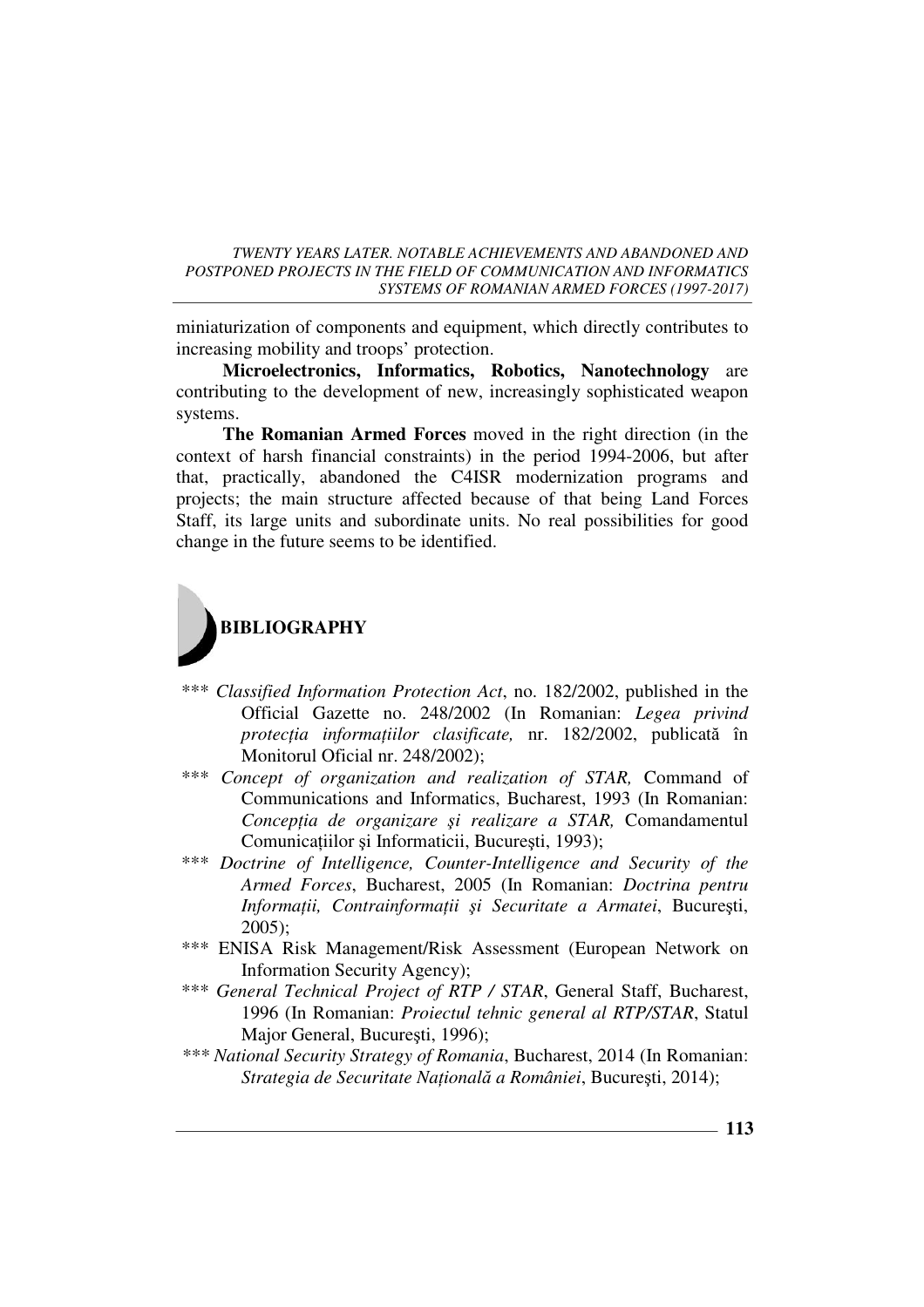miniaturization of components and equipment, which directly contributes to increasing mobility and troops' protection.

**Microelectronics, Informatics, Robotics, Nanotechnology** are contributing to the development of new, increasingly sophisticated weapon systems.

**The Romanian Armed Forces** moved in the right direction (in the context of harsh financial constraints) in the period 1994-2006, but after that, practically, abandoned the C4ISR modernization programs and projects; the main structure affected because of that being Land Forces Staff, its large units and subordinate units. No real possibilities for good change in the future seems to be identified.

## BIBLIOGRAPHY

*** *Classified Information Protection Act*, no. 182/2002, published in the Official Gazette no. 248/2002 (In Romanian: *Legea privind protecția informațiilor clasificate,* nr. 182/2002, publicată în Monitorul Oficial nr. 248/2002);

*** *Concept of organization and realization of STAR,* Command of Communications and Informatics, Bucharest, 1993 (In Romanian: *Concepția de organizare şi realizare a STAR,* Comandamentul Comunicațiilor şi Informaticii, Bucureşti, 1993);

*** *Doctrine of Intelligence, Counter-Intelligence and Security of the Armed Forces*, Bucharest, 2005 (In Romanian: *Doctrina pentru Informații, Contrainformații şi Securitate a Armatei*, Bucureşti, 2005);

*** ENISA Risk Management/Risk Assessment (European Network on Information Security Agency);

*** *General Technical Project of RTP / STAR*, General Staff, Bucharest, 1996 (In Romanian: *Proiectul tehnic general al RTP/STAR*, Statul Major General, Bucureşti, 1996);

*** *National Security Strategy of Romania*, Bucharest, 2014 (In Romanian: *Strategia de Securitate Națională a României*, Bucureşti, 2014);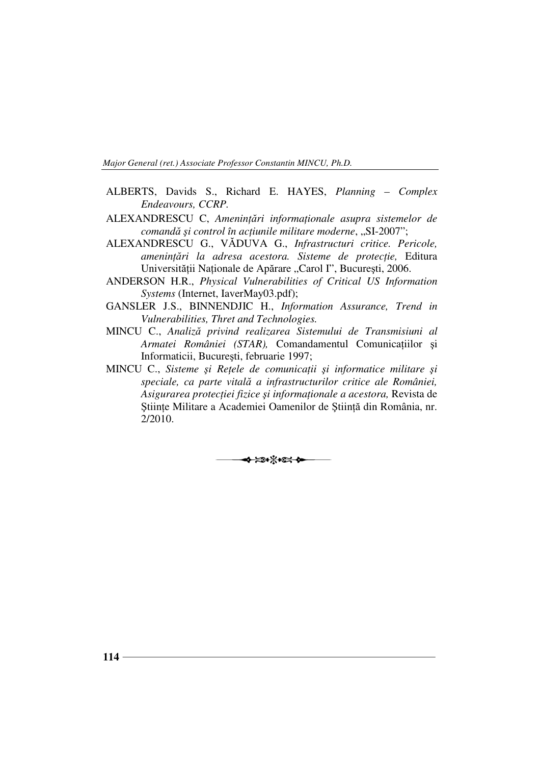ALBERTS, Davids S., Richard E. HAYES, *Planning – Complex Endeavours, CCRP.*

ALEXANDRESCU C, *Ameninţări informaţionale asupra sistemelor de comandă şi control în acţiunile militare moderne*, „SI-2007";

ALEXANDRESCU G., VĂDUVA G., *Infrastructuri critice. Pericole, ameninţări la adresa acestora. Sisteme de protecţie,* Editura Universităţii Naţionale de Apărare „Carol I", Bucureşti, 2006.

ANDERSON H.R., *Physical Vulnerabilities of Critical US Information Systems* (Internet, IaverMay03.pdf);

GANSLER J.S., BINNENDJIC H., *Information Assurance, Trend in Vulnerabilities, Thret and Technologies.*

MINCU C., *Analiză privind realizarea Sistemului de Transmisiuni al Armatei României (STAR),* Comandamentul Comunicaţiilor şi Informaticii, Bucureşti, februarie 1997;

MINCU C., *Sisteme şi Reţele de comunicaţii şi informatice militare şi speciale, ca parte vitală a infrastructurilor critice ale României, Asigurarea protecţiei fizice şi informaţionale a acestora,* Revista de Ştiinţe Militare a Academiei Oamenilor de Ştiinţă din România, nr. 2/2010.